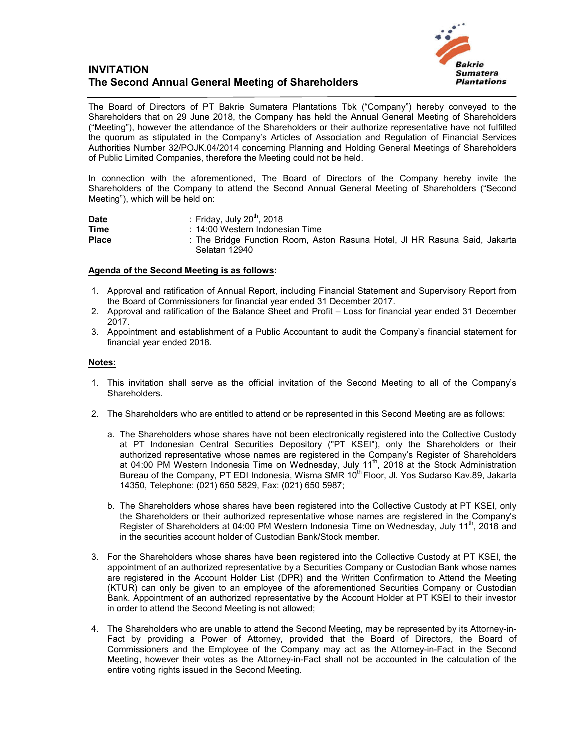# INVITATION
# The Second Annual General Meeting of Shareholders

The Board of Directors of PT Bakrie Sumatera Plantations Tbk ("Company") hereby conveyed to the Shareholders that on 29 June 2018, the Company has held the Annual General Meeting of Shareholders ("Meeting"), however the attendance of the Shareholders or their authorize representative have not fulfilled the quorum as stipulated in the Company's Articles of Association and Regulation of Financial Services Authorities Number 32/POJK.04/2014 concerning Planning and Holding General Meetings of Shareholders of Public Limited Companies, therefore the Meeting could not be held.

In connection with the aforementioned, The Board of Directors of the Company hereby invite the Shareholders of the Company to attend the Second Annual General Meeting of Shareholders ("Second Meeting"), which will be held on:

| | |
|---|---|
| **Date** | : Friday, July 20th, 2018 |
| **Time** | : 14:00 Western Indonesian Time |
| **Place** | : The Bridge Function Room, Aston Rasuna Hotel, Jl HR Rasuna Said, Jakarta Selatan 12940 |

**Agenda of the Second Meeting is as follows:**

1. Approval and ratification of Annual Report, including Financial Statement and Supervisory Report from the Board of Commissioners for financial year ended 31 December 2017.
2. Approval and ratification of the Balance Sheet and Profit – Loss for financial year ended 31 December 2017.
3. Appointment and establishment of a Public Accountant to audit the Company's financial statement for financial year ended 2018.

**Notes:**

1. This invitation shall serve as the official invitation of the Second Meeting to all of the Company's Shareholders.

2. The Shareholders who are entitled to attend or be represented in this Second Meeting are as follows:

   a. The Shareholders whose shares have not been electronically registered into the Collective Custody at PT Indonesian Central Securities Depository ("PT KSEI"), only the Shareholders or their authorized representative whose names are registered in the Company's Register of Shareholders at 04:00 PM Western Indonesia Time on Wednesday, July 11th, 2018 at the Stock Administration Bureau of the Company, PT EDI Indonesia, Wisma SMR 10th Floor, Jl. Yos Sudarso Kav.89, Jakarta 14350, Telephone: (021) 650 5829, Fax: (021) 650 5987;

   b. The Shareholders whose shares have been registered into the Collective Custody at PT KSEI, only the Shareholders or their authorized representative whose names are registered in the Company's Register of Shareholders at 04:00 PM Western Indonesia Time on Wednesday, July 11th, 2018 and in the securities account holder of Custodian Bank/Stock member.

3. For the Shareholders whose shares have been registered into the Collective Custody at PT KSEI, the appointment of an authorized representative by a Securities Company or Custodian Bank whose names are registered in the Account Holder List (DPR) and the Written Confirmation to Attend the Meeting (KTUR) can only be given to an employee of the aforementioned Securities Company or Custodian Bank. Appointment of an authorized representative by the Account Holder at PT KSEI to their investor in order to attend the Second Meeting is not allowed;

4. The Shareholders who are unable to attend the Second Meeting, may be represented by its Attorney-in-Fact by providing a Power of Attorney, provided that the Board of Directors, the Board of Commissioners and the Employee of the Company may act as the Attorney-in-Fact in the Second Meeting, however their votes as the Attorney-in-Fact shall not be accounted in the calculation of the entire voting rights issued in the Second Meeting.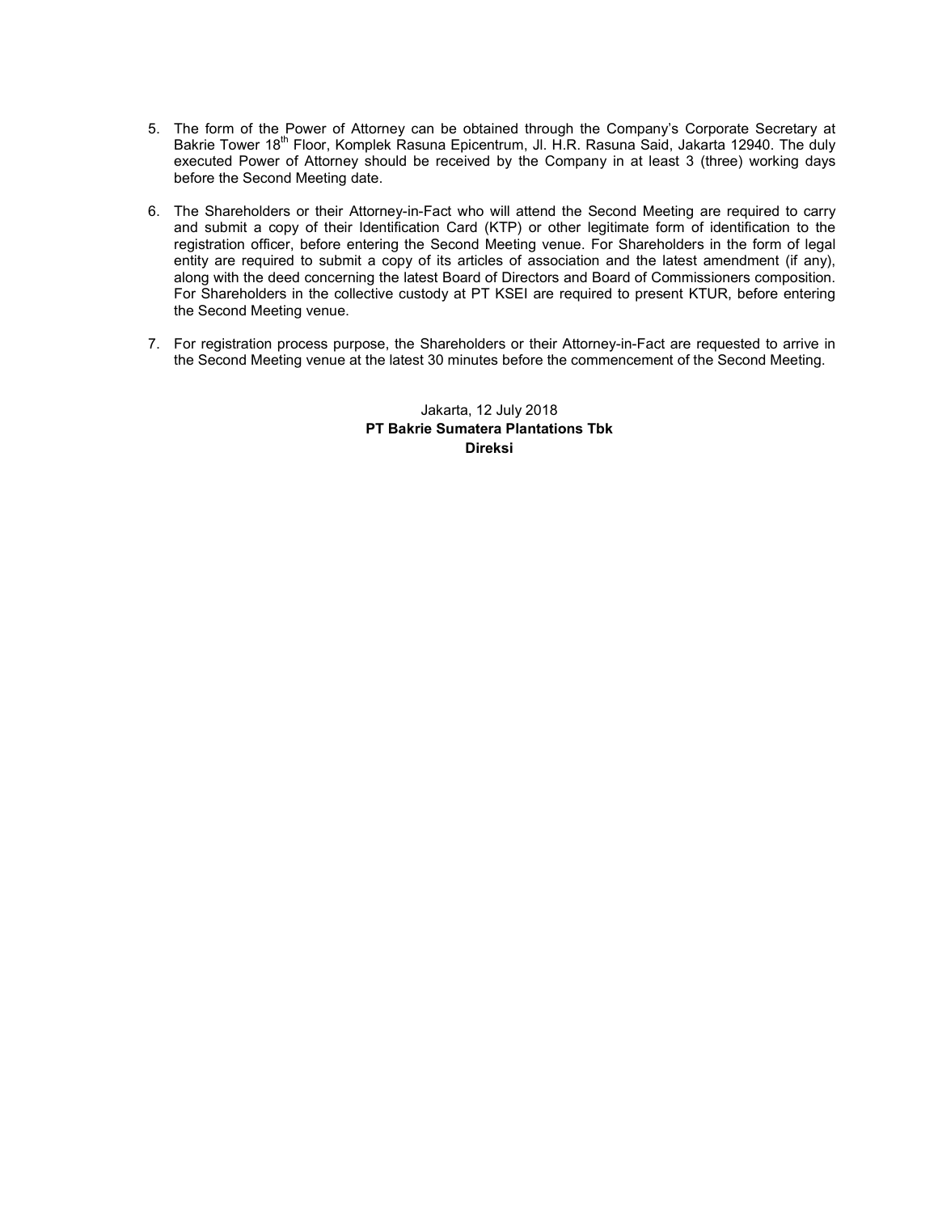5. The form of the Power of Attorney can be obtained through the Company's Corporate Secretary at Bakrie Tower 18th Floor, Komplek Rasuna Epicentrum, Jl. H.R. Rasuna Said, Jakarta 12940. The duly executed Power of Attorney should be received by the Company in at least 3 (three) working days before the Second Meeting date.

6. The Shareholders or their Attorney-in-Fact who will attend the Second Meeting are required to carry and submit a copy of their Identification Card (KTP) or other legitimate form of identification to the registration officer, before entering the Second Meeting venue. For Shareholders in the form of legal entity are required to submit a copy of its articles of association and the latest amendment (if any), along with the deed concerning the latest Board of Directors and Board of Commissioners composition. For Shareholders in the collective custody at PT KSEI are required to present KTUR, before entering the Second Meeting venue.

7. For registration process purpose, the Shareholders or their Attorney-in-Fact are requested to arrive in the Second Meeting venue at the latest 30 minutes before the commencement of the Second Meeting.

Jakarta, 12 July 2018
**PT Bakrie Sumatera Plantations Tbk**
**Direksi**